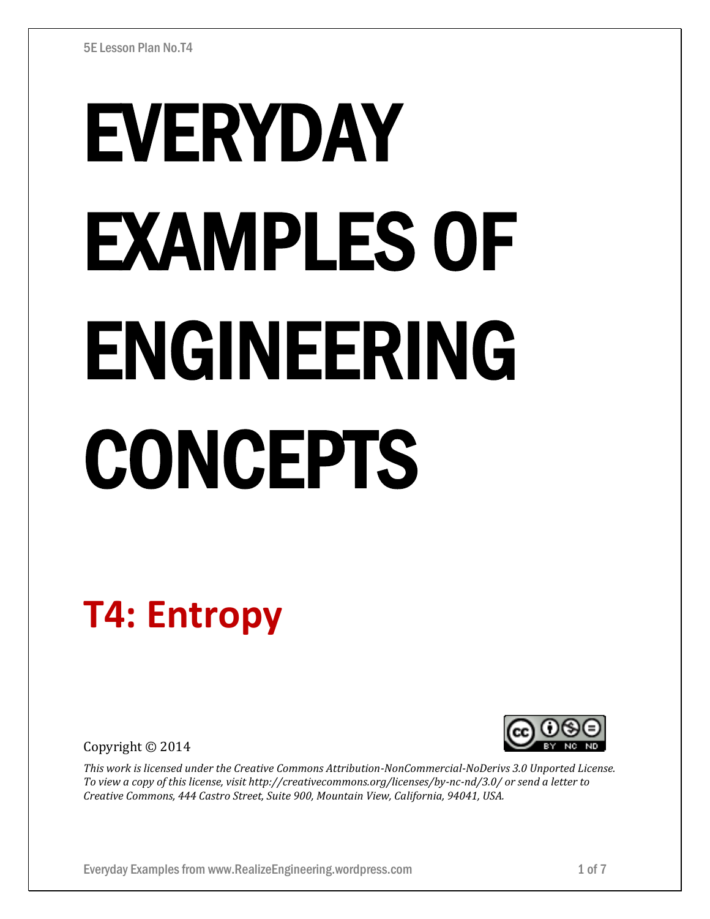# EVERYDAY EXAMPLES OF ENGINEERING CONCEPTS

## T4: Entropy

Copyright © 2014

*This work is licensed under the Creative Commons Attribution-NonCommercial-NoDerivs 3.0 Unported License. To view a copy of this license, visit http://creativecommons.org/licenses/by-nc-nd/3.0/ or send a letter to Creative Commons, 444 Castro Street, Suite 900, Mountain View, California, 94041, USA.*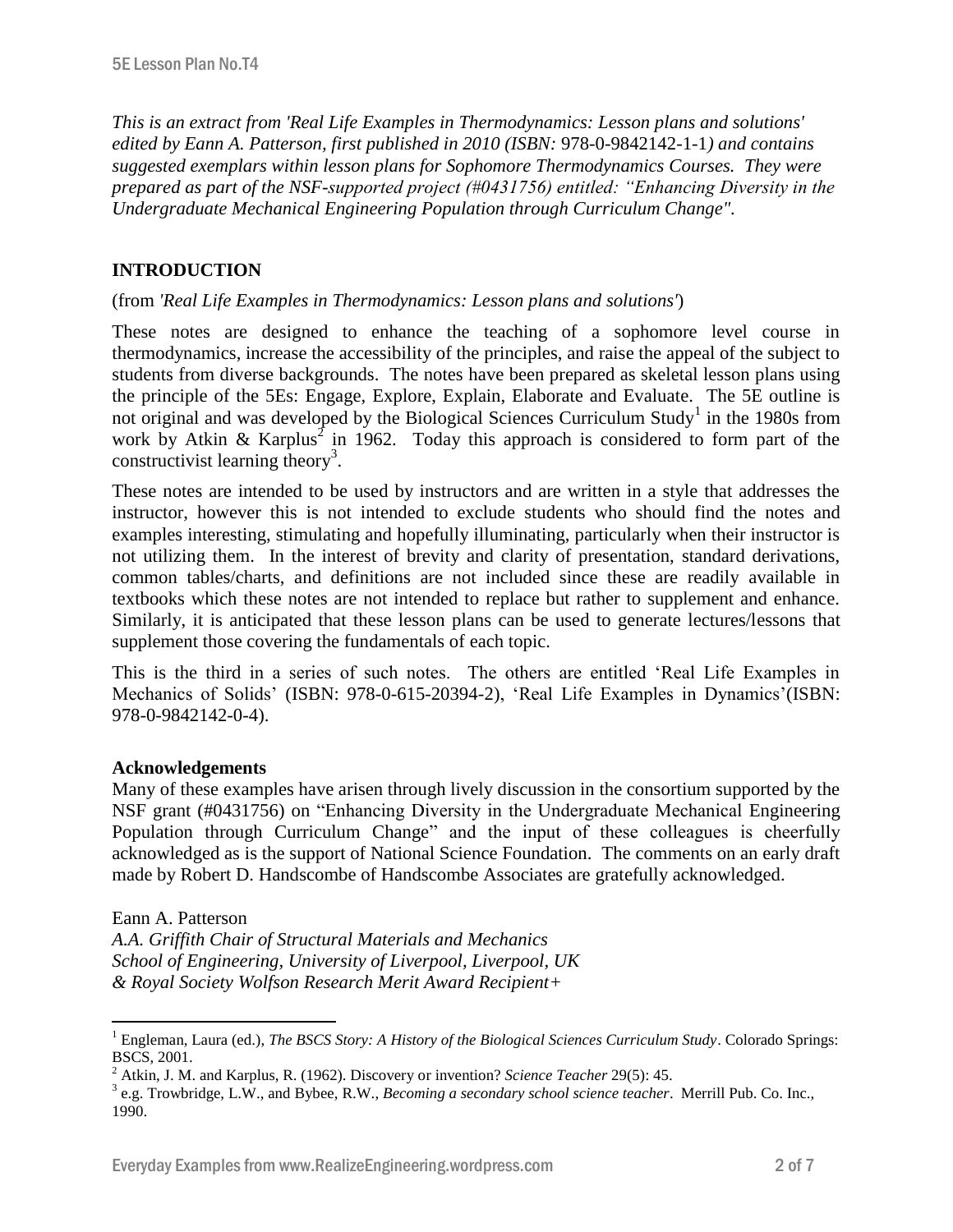*This is an extract from 'Real Life Examples in Thermodynamics: Lesson plans and solutions' edited by Eann A. Patterson, first published in 2010 (ISBN:* 978-0-9842142-1-1*) and contains suggested exemplars within lesson plans for Sophomore Thermodynamics Courses. They were prepared as part of the NSF-supported project (#0431756) entitled: "Enhancing Diversity in the Undergraduate Mechanical Engineering Population through Curriculum Change".*

## INTRODUCTION

(from *'Real Life Examples in Thermodynamics: Lesson plans and solutions'*)

These notes are designed to enhance the teaching of a sophomore level course in thermodynamics, increase the accessibility of the principles, and raise the appeal of the subject to students from diverse backgrounds. The notes have been prepared as skeletal lesson plans using the principle of the 5Es: Engage, Explore, Explain, Elaborate and Evaluate. The 5E outline is not original and was developed by the Biological Sciences Curriculum Study[1] in the 1980s from work by Atkin & Karplus[2] in 1962. Today this approach is considered to form part of the constructivist learning theory[3].

These notes are intended to be used by instructors and are written in a style that addresses the instructor, however this is not intended to exclude students who should find the notes and examples interesting, stimulating and hopefully illuminating, particularly when their instructor is not utilizing them. In the interest of brevity and clarity of presentation, standard derivations, common tables/charts, and definitions are not included since these are readily available in textbooks which these notes are not intended to replace but rather to supplement and enhance. Similarly, it is anticipated that these lesson plans can be used to generate lectures/lessons that supplement those covering the fundamentals of each topic.

This is the third in a series of such notes. The others are entitled 'Real Life Examples in Mechanics of Solids' (ISBN: 978-0-615-20394-2), 'Real Life Examples in Dynamics'(ISBN: 978-0-9842142-0-4).

**Acknowledgements**

Many of these examples have arisen through lively discussion in the consortium supported by the NSF grant (#0431756) on "Enhancing Diversity in the Undergraduate Mechanical Engineering Population through Curriculum Change" and the input of these colleagues is cheerfully acknowledged as is the support of National Science Foundation. The comments on an early draft made by Robert D. Handscombe of Handscombe Associates are gratefully acknowledged.

Eann A. Patterson
*A.A. Griffith Chair of Structural Materials and Mechanics*
*School of Engineering, University of Liverpool, Liverpool, UK*
*& Royal Society Wolfson Research Merit Award Recipient+*

---

[1] Engleman, Laura (ed.), *The BSCS Story: A History of the Biological Sciences Curriculum Study*. Colorado Springs: BSCS, 2001.

[2] Atkin, J. M. and Karplus, R. (1962). Discovery or invention? *Science Teacher* 29(5): 45.

[3] e.g. Trowbridge, L.W., and Bybee, R.W., *Becoming a secondary school science teacher*. Merrill Pub. Co. Inc., 1990.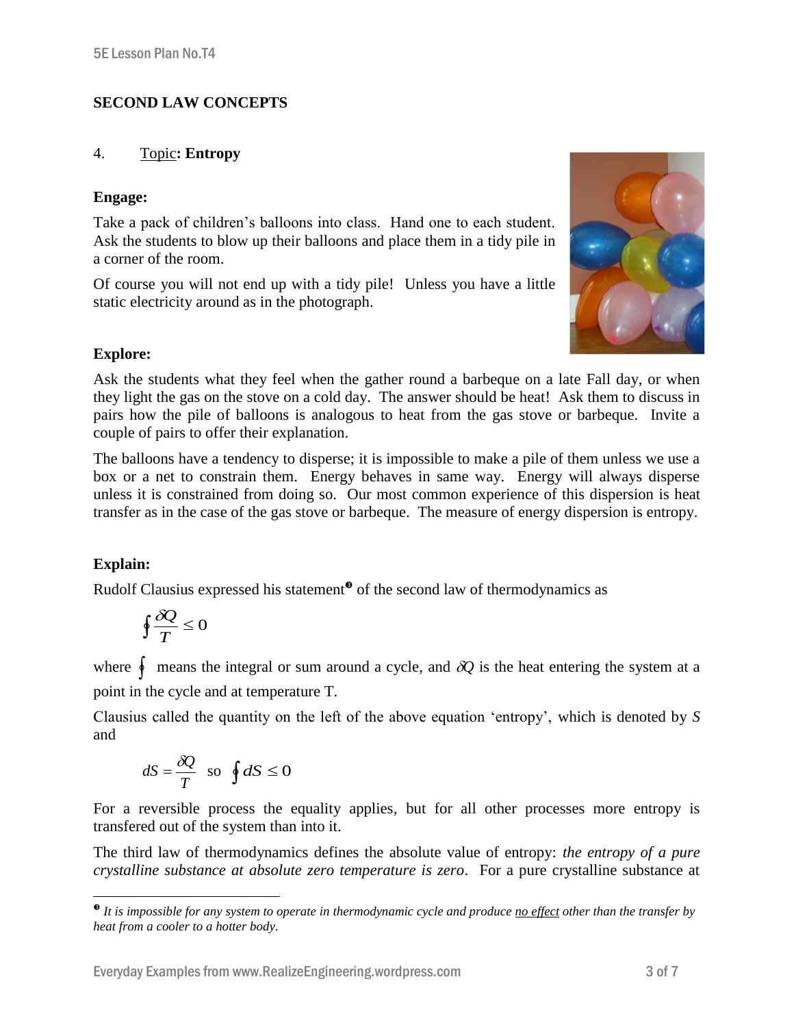## SECOND LAW CONCEPTS

### 4. Topic: Entropy

**Engage:**

Take a pack of children's balloons into class. Hand one to each student. Ask the students to blow up their balloons and place them in a tidy pile in a corner of the room.

Of course you will not end up with a tidy pile! Unless you have a little static electricity around as in the photograph.

**Explore:**

Ask the students what they feel when the gather round a barbeque on a late Fall day, or when they light the gas on the stove on a cold day. The answer should be heat! Ask them to discuss in pairs how the pile of balloons is analogous to heat from the gas stove or barbeque. Invite a couple of pairs to offer their explanation.

The balloons have a tendency to disperse; it is impossible to make a pile of them unless we use a box or a net to constrain them. Energy behaves in same way. Energy will always disperse unless it is constrained from doing so. Our most common experience of this dispersion is heat transfer as in the case of the gas stove or barbeque. The measure of energy dispersion is entropy.

**Explain:**

Rudolf Clausius expressed his statement[❸] of the second law of thermodynamics as

$$\oint \frac{\delta Q}{T} \leq 0$$

where $\oint$ means the integral or sum around a cycle, and $\delta Q$ is the heat entering the system at a point in the cycle and at temperature T.

Clausius called the quantity on the left of the above equation 'entropy', which is denoted by $S$ and

$$dS = \frac{\delta Q}{T} \text{ so } \oint dS \leq 0$$

For a reversible process the equality applies, but for all other processes more entropy is transfered out of the system than into it.

The third law of thermodynamics defines the absolute value of entropy: *the entropy of a pure crystalline substance at absolute zero temperature is zero*. For a pure crystalline substance at

---

❸ *It is impossible for any system to operate in thermodynamic cycle and produce* no effect *other than the transfer by heat from a cooler to a hotter body*.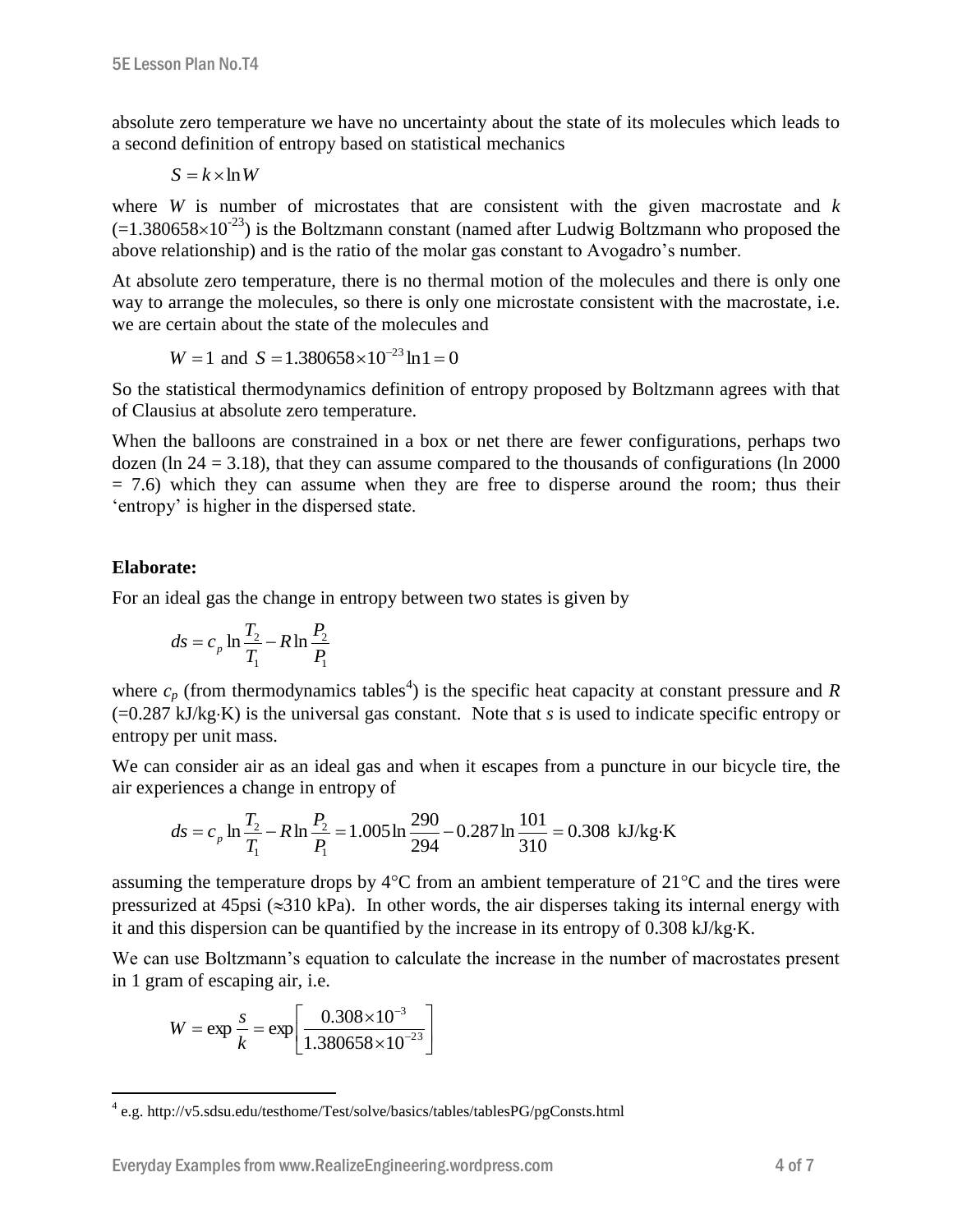absolute zero temperature we have no uncertainty about the state of its molecules which leads to a second definition of entropy based on statistical mechanics

$$S = k \times \ln W$$

where $W$ is number of microstates that are consistent with the given macrostate and $k$ ($=1.380658\times10^{-23}$) is the Boltzmann constant (named after Ludwig Boltzmann who proposed the above relationship) and is the ratio of the molar gas constant to Avogadro's number.

At absolute zero temperature, there is no thermal motion of the molecules and there is only one way to arrange the molecules, so there is only one microstate consistent with the macrostate, i.e. we are certain about the state of the molecules and

$$W = 1 \text{ and } S = 1.380658\times10^{-23}\ln 1 = 0$$

So the statistical thermodynamics definition of entropy proposed by Boltzmann agrees with that of Clausius at absolute zero temperature.

When the balloons are constrained in a box or net there are fewer configurations, perhaps two dozen (ln 24 = 3.18), that they can assume compared to the thousands of configurations (ln 2000 = 7.6) which they can assume when they are free to disperse around the room; thus their 'entropy' is higher in the dispersed state.

**Elaborate:**

For an ideal gas the change in entropy between two states is given by

$$ds = c_p \ln\frac{T_2}{T_1} - R\ln\frac{P_2}{P_1}$$

where $c_p$ (from thermodynamics tables[4]) is the specific heat capacity at constant pressure and $R$ (=0.287 kJ/kg·K) is the universal gas constant. Note that $s$ is used to indicate specific entropy or entropy per unit mass.

We can consider air as an ideal gas and when it escapes from a puncture in our bicycle tire, the air experiences a change in entropy of

$$ds = c_p \ln\frac{T_2}{T_1} - R\ln\frac{P_2}{P_1} = 1.005\ln\frac{290}{294} - 0.287\ln\frac{101}{310} = 0.308 \text{ kJ/kg·K}$$

assuming the temperature drops by 4°C from an ambient temperature of 21°C and the tires were pressurized at 45psi (≈310 kPa). In other words, the air disperses taking its internal energy with it and this dispersion can be quantified by the increase in its entropy of 0.308 kJ/kg·K.

We can use Boltzmann's equation to calculate the increase in the number of macrostates present in 1 gram of escaping air, i.e.

$$W = \exp\frac{s}{k} = \exp\left[\frac{0.308\times10^{-3}}{1.380658\times10^{-23}}\right]$$

---

[4] e.g. http://v5.sdsu.edu/testhome/Test/solve/basics/tables/tablesPG/pgConsts.html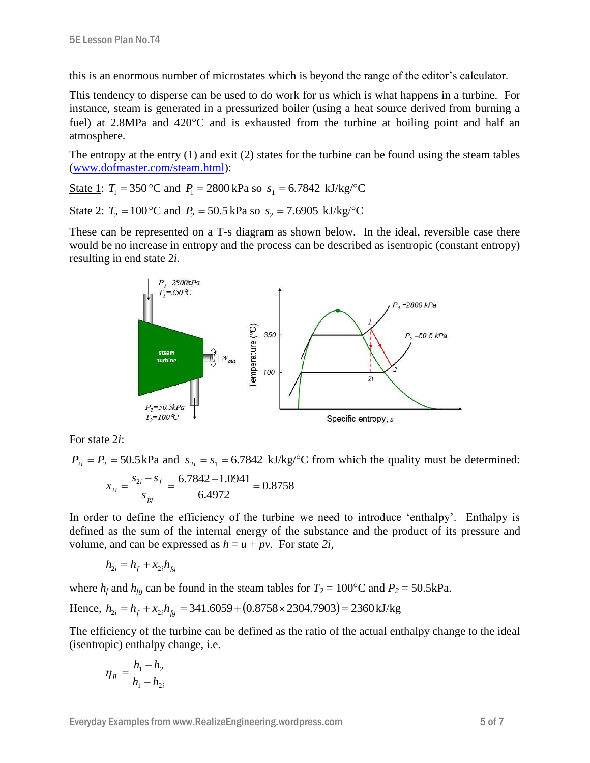this is an enormous number of microstates which is beyond the range of the editor's calculator.

This tendency to disperse can be used to do work for us which is what happens in a turbine. For instance, steam is generated in a pressurized boiler (using a heat source derived from burning a fuel) at 2.8MPa and 420°C and is exhausted from the turbine at boiling point and half an atmosphere.

The entropy at the entry (1) and exit (2) states for the turbine can be found using the steam tables (www.dofmaster.com/steam.html):

State 1: $T_1 = 350\,°\text{C}$ and $P_1 = 2800\,\text{kPa}$ so $s_1 = 6.7842\ \text{kJ/kg/°C}$

State 2: $T_2 = 100\,°\text{C}$ and $P_2 = 50.5\,\text{kPa}$ so $s_2 = 7.6905\ \text{kJ/kg/°C}$

These can be represented on a T-s diagram as shown below. In the ideal, reversible case there would be no increase in entropy and the process can be described as isentropic (constant entropy) resulting in end state 2*i*.

For state 2*i*:

$P_{2i} = P_2 = 50.5\,\text{kPa}$ and $s_{2i} = s_1 = 6.7842\ \text{kJ/kg/°C}$ from which the quality must be determined:

$$x_{2i} = \frac{s_{2i} - s_f}{s_{fg}} = \frac{6.7842 - 1.0941}{6.4972} = 0.8758$$

In order to define the efficiency of the turbine we need to introduce 'enthalpy'. Enthalpy is defined as the sum of the internal energy of the substance and the product of its pressure and volume, and can be expressed as $h = u + pv$. For state *2i*,

$$h_{2i} = h_f + x_{2i} h_{fg}$$

where $h_f$ and $h_{fg}$ can be found in the steam tables for $T_2 = 100°\text{C}$ and $P_2 = 50.5\text{kPa}$.

Hence, $h_{2i} = h_f + x_{2i} h_{fg} = 341.6059 + (0.8758 \times 2304.7903) = 2360\,\text{kJ/kg}$

The efficiency of the turbine can be defined as the ratio of the actual enthalpy change to the ideal (isentropic) enthalpy change, i.e.

$$\eta_{II} = \frac{h_1 - h_2}{h_1 - h_{2i}}$$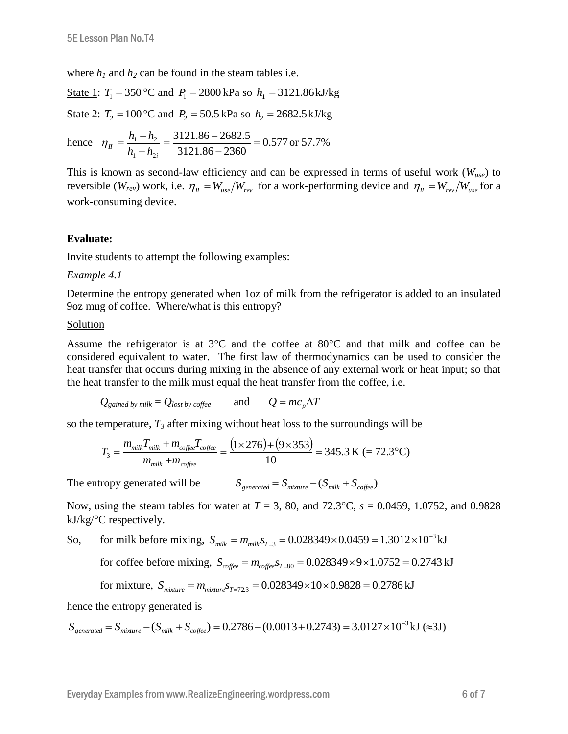where $h_1$ and $h_2$ can be found in the steam tables i.e.

State 1: $T_1 = 350\,°\text{C}$ and $P_1 = 2800\,\text{kPa}$ so $h_1 = 3121.86\,\text{kJ/kg}$

State 2: $T_2 = 100\,°\text{C}$ and $P_2 = 50.5\,\text{kPa}$ so $h_2 = 2682.5\,\text{kJ/kg}$

hence $\eta_{II} = \dfrac{h_1 - h_2}{h_1 - h_{2i}} = \dfrac{3121.86 - 2682.5}{3121.86 - 2360} = 0.577$ or 57.7%

This is known as second-law efficiency and can be expressed in terms of useful work ($W_{use}$) to reversible ($W_{rev}$) work, i.e. $\eta_{II} = W_{use}/W_{rev}$ for a work-performing device and $\eta_{II} = W_{rev}/W_{use}$ for a work-consuming device.

**Evaluate:**

Invite students to attempt the following examples:

*Example 4.1*

Determine the entropy generated when 1oz of milk from the refrigerator is added to an insulated 9oz mug of coffee. Where/what is this entropy?

Solution

Assume the refrigerator is at 3°C and the coffee at 80°C and that milk and coffee can be considered equivalent to water. The first law of thermodynamics can be used to consider the heat transfer that occurs during mixing in the absence of any external work or heat input; so that the heat transfer to the milk must equal the heat transfer from the coffee, i.e.

$$Q_{gained\ by\ milk} = Q_{lost\ by\ coffee} \qquad \text{and} \qquad Q = mc_p\Delta T$$

so the temperature, $T_3$ after mixing without heat loss to the surroundings will be

$$T_3 = \frac{m_{milk}T_{milk} + m_{coffee}T_{coffee}}{m_{milk} + m_{coffee}} = \frac{(1\times 276) + (9\times 353)}{10} = 345.3\,\text{K}\ (= 72.3°\text{C})$$

The entropy generated will be $\qquad S_{generated} = S_{mixture} - (S_{milk} + S_{coffee})$

Now, using the steam tables for water at $T$ = 3, 80, and 72.3°C, $s$ = 0.0459, 1.0752, and 0.9828 kJ/kg/°C respectively.

So, for milk before mixing, $S_{milk} = m_{milk}s_{T=3} = 0.028349 \times 0.0459 = 1.3012\times 10^{-3}\,\text{kJ}$

for coffee before mixing, $S_{coffee} = m_{coffee}s_{T=80} = 0.028349 \times 9 \times 1.0752 = 0.2743\,\text{kJ}$

for mixture, $S_{mixture} = m_{mixture}s_{T=72.3} = 0.028349 \times 10 \times 0.9828 = 0.2786\,\text{kJ}$

hence the entropy generated is

$$S_{generated} = S_{mixture} - (S_{milk} + S_{coffee}) = 0.2786 - (0.0013 + 0.2743) = 3.0127\times 10^{-3}\,\text{kJ}\ (\approx 3\text{J})$$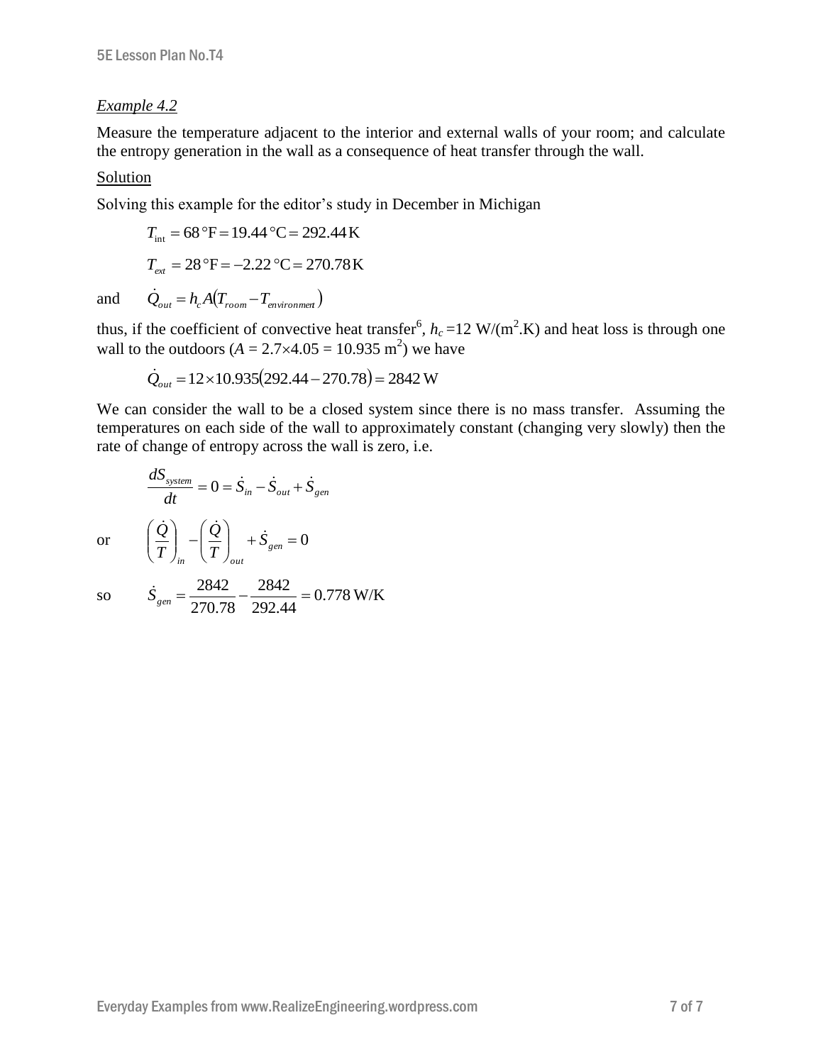*Example 4.2*

Measure the temperature adjacent to the interior and external walls of your room; and calculate the entropy generation in the wall as a consequence of heat transfer through the wall.

Solution

Solving this example for the editor's study in December in Michigan

$$T_{\text{int}} = 68\,°\text{F} = 19.44\,°\text{C} = 292.44\,\text{K}$$

$$T_{ext} = 28\,°\text{F} = -2.22\,°\text{C} = 270.78\,\text{K}$$

and $\dot{Q}_{out} = h_c A\left(T_{room} - T_{environment}\right)$

thus, if the coefficient of convective heat transfer[6], $h_c$ =12 W/(m$^2$.K) and heat loss is through one wall to the outdoors ($A = 2.7 \times 4.05 = 10.935$ m$^2$) we have

$$\dot{Q}_{out} = 12 \times 10.935(292.44 - 270.78) = 2842\,\text{W}$$

We can consider the wall to be a closed system since there is no mass transfer. Assuming the temperatures on each side of the wall to approximately constant (changing very slowly) then the rate of change of entropy across the wall is zero, i.e.

$$\frac{dS_{system}}{dt} = 0 = \dot{S}_{in} - \dot{S}_{out} + \dot{S}_{gen}$$

or $$\left(\frac{\dot{Q}}{T}\right)_{in} - \left(\frac{\dot{Q}}{T}\right)_{out} + \dot{S}_{gen} = 0$$

so $$\dot{S}_{gen} = \frac{2842}{270.78} - \frac{2842}{292.44} = 0.778\,\text{W/K}$$